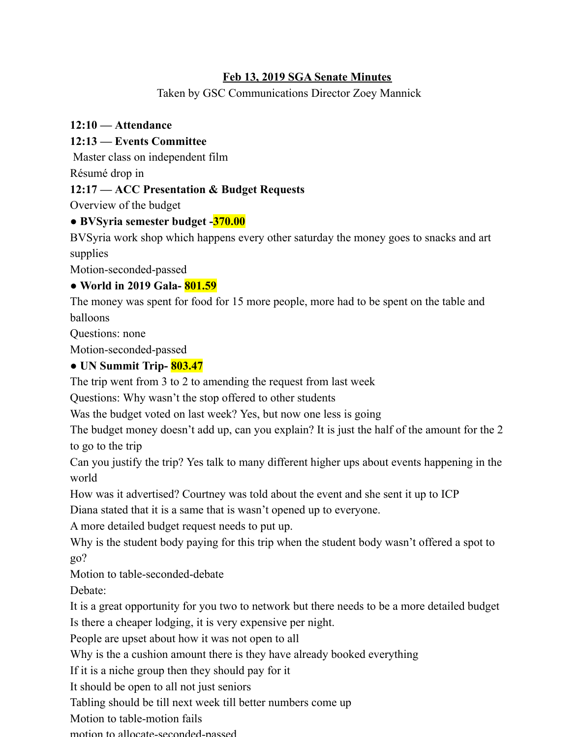# Feb 13, 2019 SGA Senate Minutes

Taken by GSC Communications Director Zoey Mannick

**12:10 — Attendance**

**12:13 — Events Committee**

Master class on independent film

Résumé drop in

**12:17 — ACC Presentation & Budget Requests**

Overview of the budget

- **BVSyria semester budget -370.00**

BVSyria work shop which happens every other saturday the money goes to snacks and art supplies

Motion-seconded-passed

- **World in 2019 Gala- 801.59**

The money was spent for food for 15 more people, more had to be spent on the table and balloons

Questions: none

Motion-seconded-passed

- **UN Summit Trip- 803.47**

The trip went from 3 to 2 to amending the request from last week

Questions: Why wasn't the stop offered to other students

Was the budget voted on last week? Yes, but now one less is going

The budget money doesn't add up, can you explain? It is just the half of the amount for the 2 to go to the trip

Can you justify the trip? Yes talk to many different higher ups about events happening in the world

How was it advertised? Courtney was told about the event and she sent it up to ICP

Diana stated that it is a same that is wasn't opened up to everyone.

A more detailed budget request needs to put up.

Why is the student body paying for this trip when the student body wasn't offered a spot to go?

Motion to table-seconded-debate

Debate:

It is a great opportunity for you two to network but there needs to be a more detailed budget

Is there a cheaper lodging, it is very expensive per night.

People are upset about how it was not open to all

Why is the a cushion amount there is they have already booked everything

If it is a niche group then they should pay for it

It should be open to all not just seniors

Tabling should be till next week till better numbers come up

Motion to table-motion fails

motion to allocate-seconded-passed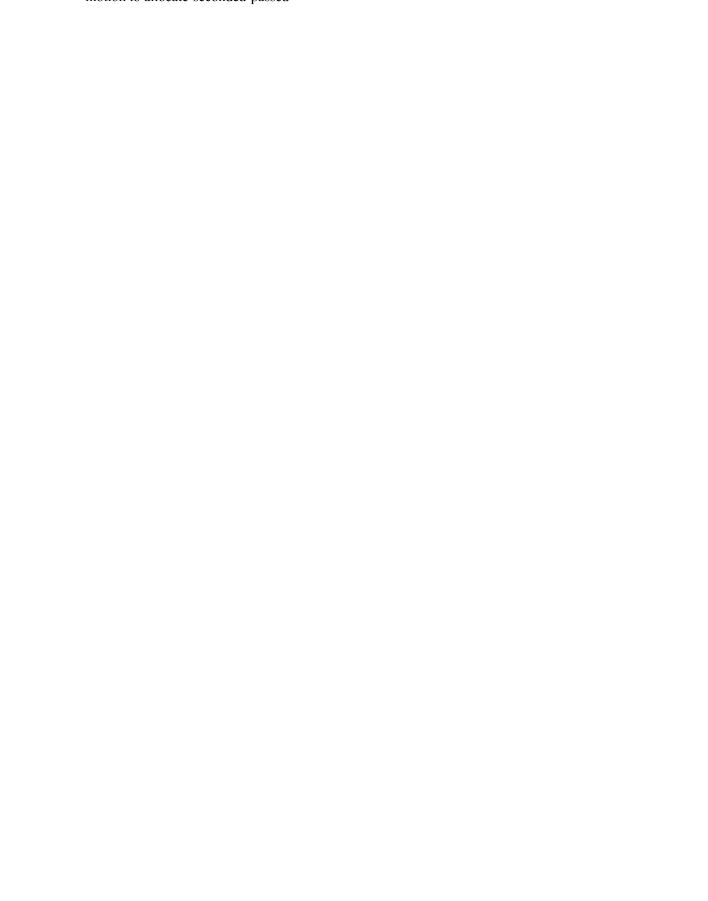motion to allocate seconded passed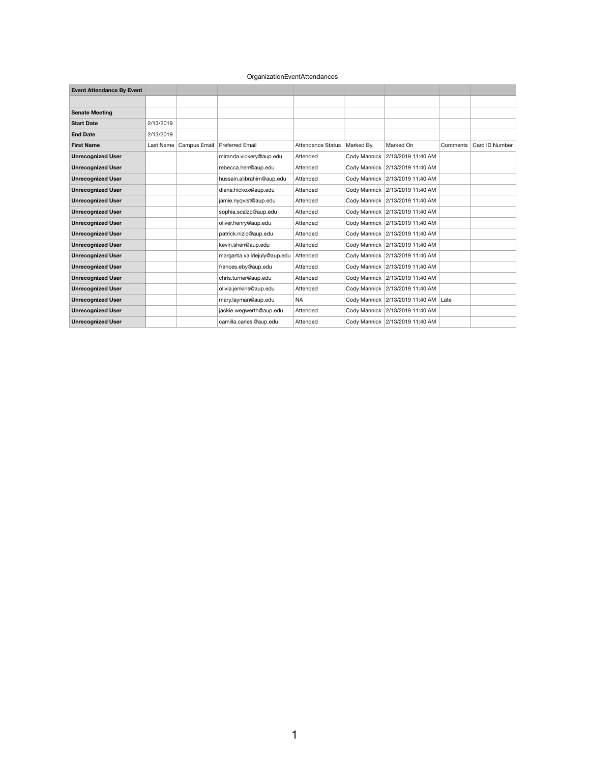OrganizationEventAttendances

| Event Attendance By Event | | | | | | | | |
|---|---|---|---|---|---|---|---|---|
| | | | | | | | | |
| **Senate Meeting** | | | | | | | | |
| **Start Date** | 2/13/2019 | | | | | | | |
| **End Date** | 2/13/2019 | | | | | | | |
| **First Name** | Last Name | Campus Email | Preferred Email | Attendance Status | Marked By | Marked On | Comments | Card ID Number |
| **Unrecognized User** | | | miranda.vickery@aup.edu | Attended | Cody Mannick | 2/13/2019 11:40 AM | | |
| **Unrecognized User** | | | rebecca.herr@aup.edu | Attended | Cody Mannick | 2/13/2019 11:40 AM | | |
| **Unrecognized User** | | | hussain.alibrahim@aup.edu | Attended | Cody Mannick | 2/13/2019 11:40 AM | | |
| **Unrecognized User** | | | diana.hickox@aup.edu | Attended | Cody Mannick | 2/13/2019 11:40 AM | | |
| **Unrecognized User** | | | jamie.nyqvist@aup.edu | Attended | Cody Mannick | 2/13/2019 11:40 AM | | |
| **Unrecognized User** | | | sophia.scalzo@aup.edu | Attended | Cody Mannick | 2/13/2019 11:40 AM | | |
| **Unrecognized User** | | | oliver.henry@aup.edu | Attended | Cody Mannick | 2/13/2019 11:40 AM | | |
| **Unrecognized User** | | | patrick.nizio@aup.edu | Attended | Cody Mannick | 2/13/2019 11:40 AM | | |
| **Unrecognized User** | | | kevin.shen@aup.edu | Attended | Cody Mannick | 2/13/2019 11:40 AM | | |
| **Unrecognized User** | | | margartia.valldejuly@aup.edu | Attended | Cody Mannick | 2/13/2019 11:40 AM | | |
| **Unrecognized User** | | | frances.eby@aup.edu | Attended | Cody Mannick | 2/13/2019 11:40 AM | | |
| **Unrecognized User** | | | chris.turner@aup.edu | Attended | Cody Mannick | 2/13/2019 11:40 AM | | |
| **Unrecognized User** | | | olivia.jenkins@aup.edu | Attended | Cody Mannick | 2/13/2019 11:40 AM | | |
| **Unrecognized User** | | | mary.layman@aup.edu | NA | Cody Mannick | 2/13/2019 11:40 AM | Late | |
| **Unrecognized User** | | | jackie.wegwerth@aup.edu | Attended | Cody Mannick | 2/13/2019 11:40 AM | | |
| **Unrecognized User** | | | camilla.carlesi@aup.edu | Attended | Cody Mannick | 2/13/2019 11:40 AM | | |